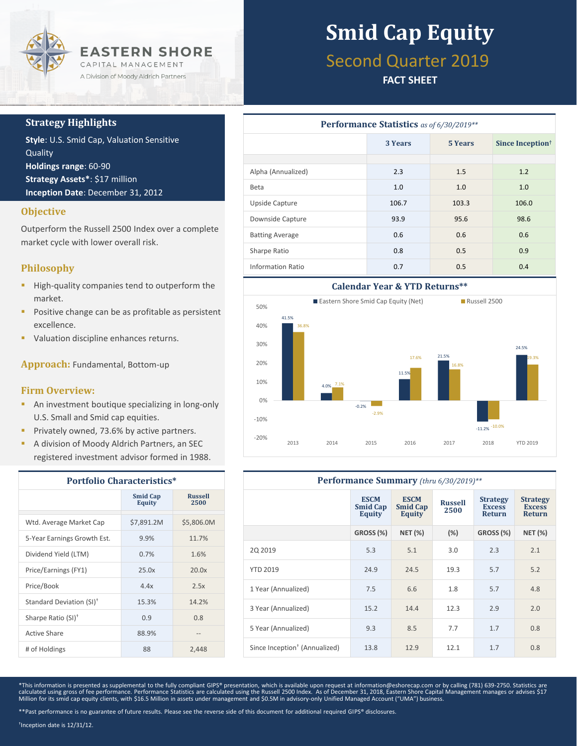# Smid Cap Equity

## Second Quarter 2019

**FACT SHEET**

EASTERN SHORE CAPITAL MANAGEMENT
A Division of Moody Aldrich Partners

### Strategy Highlights

**Style**: U.S. Smid Cap, Valuation Sensitive Quality
**Holdings range**: 60-90
**Strategy Assets***: $17 million
**Inception Date**: December 31, 2012

### Objective

Outperform the Russell 2500 Index over a complete market cycle with lower overall risk.

### Philosophy

- High-quality companies tend to outperform the market.
- Positive change can be as profitable as persistent excellence.
- Valuation discipline enhances returns.

**Approach:** Fundamental, Bottom-up

### Firm Overview:

- An investment boutique specializing in long-only U.S. Small and Smid cap equities.
- Privately owned, 73.6% by active partners.
- A division of Moody Aldrich Partners, an SEC registered investment advisor formed in 1988.

### Portfolio Characteristics*

| | Smid Cap Equity | Russell 2500 |
|---|---|---|
| Wtd. Average Market Cap | $7,891.2M | $5,806.0M |
| 5-Year Earnings Growth Est. | 9.9% | 11.7% |
| Dividend Yield (LTM) | 0.7% | 1.6% |
| Price/Earnings (FY1) | 25.0x | 20.0x |
| Price/Book | 4.4x | 2.5x |
| Standard Deviation (SI)† | 15.3% | 14.2% |
| Sharpe Ratio (SI)† | 0.9 | 0.8 |
| Active Share | 88.9% | -- |
| # of Holdings | 88 | 2,448 |

### Performance Statistics *as of 6/30/2019***

| | 3 Years | 5 Years | Since Inception† |
|---|---|---|---|
| Alpha (Annualized) | 2.3 | 1.5 | 1.2 |
| Beta | 1.0 | 1.0 | 1.0 |
| Upside Capture | 106.7 | 103.3 | 106.0 |
| Downside Capture | 93.9 | 95.6 | 98.6 |
| Batting Average | 0.6 | 0.6 | 0.6 |
| Sharpe Ratio | 0.8 | 0.5 | 0.9 |
| Information Ratio | 0.7 | 0.5 | 0.4 |

### Calendar Year & YTD Returns**

| | Eastern Shore Smid Cap Equity (Net) | Russell 2500 |
|---|---|---|
| 2013 | 41.5% | 36.8% |
| 2014 | 4.0% | 7.1% |
| 2015 | -0.2% | -2.9% |
| 2016 | 11.5% | 17.6% |
| 2017 | 21.5% | 16.8% |
| 2018 | -11.2% | -10.0% |
| YTD 2019 | 24.5% | 19.3% |

### Performance Summary *(thru 6/30/2019)***

| | ESCM Smid Cap Equity | ESCM Smid Cap Equity | Russell 2500 | Strategy Excess Return | Strategy Excess Return |
|---|---|---|---|---|---|
| | GROSS (%) | NET (%) | (%) | GROSS (%) | NET (%) |
| 2Q 2019 | 5.3 | 5.1 | 3.0 | 2.3 | 2.1 |
| YTD 2019 | 24.9 | 24.5 | 19.3 | 5.7 | 5.2 |
| 1 Year (Annualized) | 7.5 | 6.6 | 1.8 | 5.7 | 4.8 |
| 3 Year (Annualized) | 15.2 | 14.4 | 12.3 | 2.9 | 2.0 |
| 5 Year (Annualized) | 9.3 | 8.5 | 7.7 | 1.7 | 0.8 |
| Since Inception† (Annualized) | 13.8 | 12.9 | 12.1 | 1.7 | 0.8 |

*This information is presented as supplemental to the fully compliant GIPS® presentation, which is available upon request at information@eshorecap.com or by calling (781) 639-2750. Statistics are calculated using gross of fee performance. Performance Statistics are calculated using the Russell 2500 Index. As of December 31, 2018, Eastern Shore Capital Management manages or advises $17 Million for its smid cap equity clients, with $16.5 Million in assets under management and $0.5M in advisory-only Unified Managed Account ("UMA") business.

**Past performance is no guarantee of future results. Please see the reverse side of this document for additional required GIPS® disclosures.

†Inception date is 12/31/12.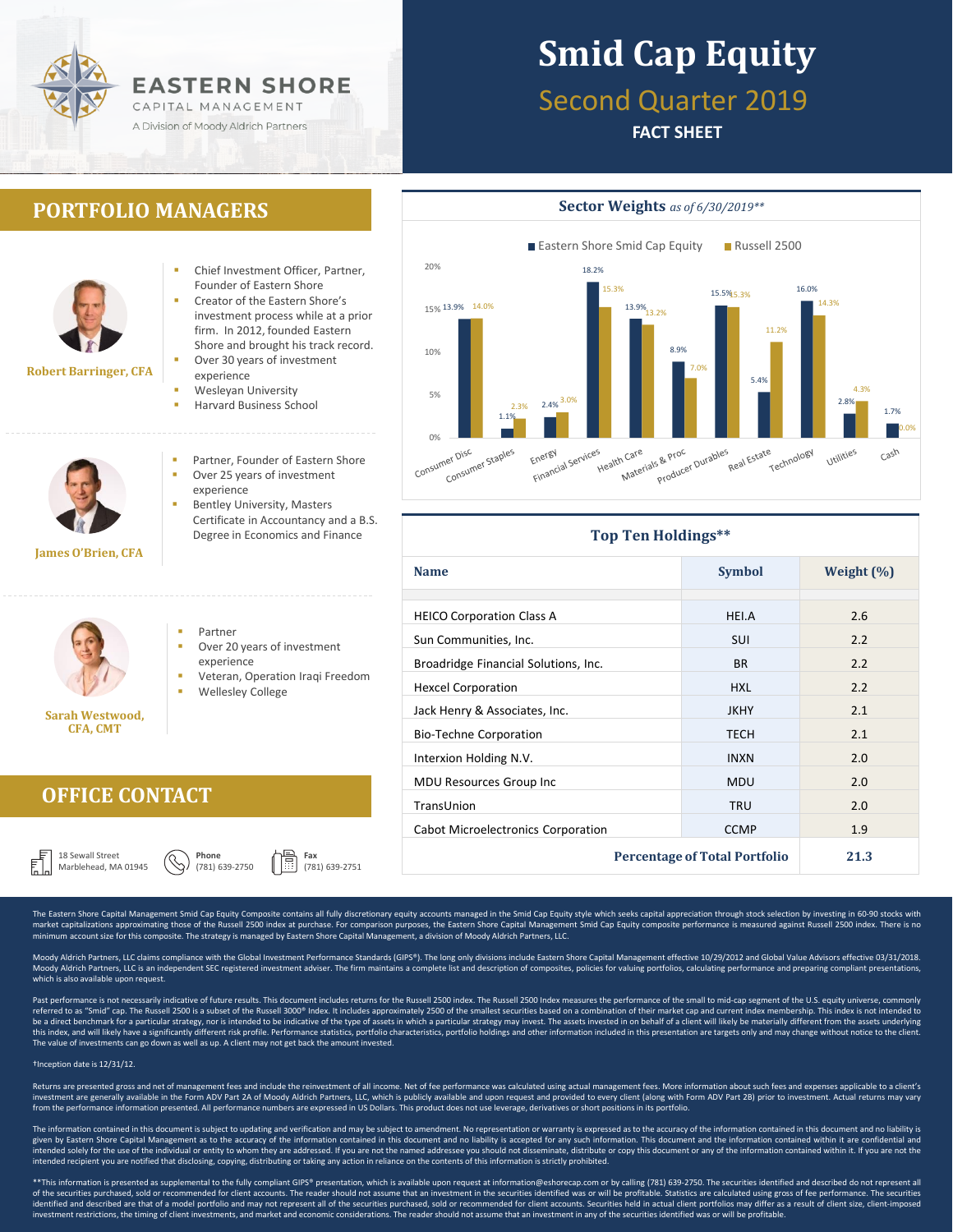EASTERN SHORE
CAPITAL MANAGEMENT
A Division of Moody Aldrich Partners

# Smid Cap Equity

## Second Quarter 2019

**FACT SHEET**

## PORTFOLIO MANAGERS

**Robert Barringer, CFA**

- Chief Investment Officer, Partner, Founder of Eastern Shore
- Creator of Eastern Shore's investment process while at a prior firm. In 2012, founded Eastern Shore and brought his track record.
- Over 30 years of investment experience
- Wesleyan University
- Harvard Business School

**James O'Brien, CFA**

- Partner, Founder of Eastern Shore
- Over 25 years of investment experience
- Bentley University, Masters Certificate in Accountancy and a B.S. Degree in Economics and Finance

**Sarah Westwood, CFA, CMT**

- Partner
- Over 20 years of investment experience
- Veteran, Operation Iraqi Freedom
- Wellesley College

## OFFICE CONTACT

18 Sewall Street
Marblehead, MA 01945

Phone
(781) 639-2750

Fax
(781) 639-2751

### Sector Weights *as of 6/30/2019***

Eastern Shore Smid Cap Equity
Russell 2500

20%
15%
10%
5%
0%

Consumer Disc 13.9% 14.0%
Consumer Staples 1.1% 2.3%
Energy 2.4% 3.0%
Financial Services 18.2% 15.3%
Health Care 13.9% 13.2%
Materials & Proc 8.9% 7.0%
Producer Durables 15.5% 15.3%
Real Estate 5.4% 11.2%
Technology 16.0% 14.3%
Utilities 2.8% 4.3%
Cash 1.7% 0.0%

### Top Ten Holdings**

| Name | Symbol | Weight (%) |
|---|---|---|
| HEICO Corporation Class A | HEI.A | 2.6 |
| Sun Communities, Inc. | SUI | 2.2 |
| Broadridge Financial Solutions, Inc. | BR | 2.2 |
| Hexcel Corporation | HXL | 2.2 |
| Jack Henry & Associates, Inc. | JKHY | 2.1 |
| Bio-Techne Corporation | TECH | 2.1 |
| Interxion Holding N.V. | INXN | 2.0 |
| MDU Resources Group Inc | MDU | 2.0 |
| TransUnion | TRU | 2.0 |
| Cabot Microelectronics Corporation | CCMP | 1.9 |
| **Percentage of Total Portfolio** | | **21.3** |

The Eastern Shore Capital Management Smid Cap Equity Composite contains all fully discretionary equity accounts managed in the Smid Cap Equity style which seeks capital appreciation through stock selection by investing in 60-90 stocks with market capitalizations approximating those of the Russell 2500 index at purchase. For comparison purposes, the Eastern Shore Capital Management Smid Cap Equity composite performance is measured against Russell 2500 index. There is no minimum account size for this composite. The strategy is managed by Eastern Shore Capital Management, a division of Moody Aldrich Partners, LLC.

Moody Aldrich Partners, LLC claims compliance with the Global Investment Performance Standards (GIPS®). The long only divisions include Eastern Shore Capital Management effective 10/29/2012 and Global Value Advisors effective 03/31/2018. Moody Aldrich Partners, LLC is an independent SEC registered investment adviser. The firm maintains a complete list and description of composites, policies for valuing portfolios, calculating performance and preparing compliant presentations, which is also available upon request.

Past performance is not necessarily indicative of future results. This document includes returns for the Russell 2500 index. The Russell 2500 Index measures the performance of the small to mid-cap segment of the U.S. equity universe, commonly referred to as "Smid" cap. The Russell 2500 is a subset of the Russell 3000® Index. It includes approximately 2500 of the smallest securities based on a combination of their market cap and current index membership. This index is not intended to be a direct benchmark for a particular strategy, nor is intended to be indicative of the type of assets in which a particular strategy may invest. The assets invested in on behalf of a client will likely be materially different from the assets underlying this index, and will likely have a significantly different risk profile. Performance statistics, portfolio characteristics, portfolio holdings and other information included in this presentation are targets only and may change without notice to the client. The value of investments can go down as well as up. A client may not get back the amount invested.

†Inception date is 12/31/12.

Returns are presented gross and net of management fees and include the reinvestment of all income. Net of fee performance was calculated using actual management fees. More information about such fees and expenses applicable to a client's investment are generally available in the Form ADV Part 2A of Moody Aldrich Partners, LLC, which is publicly available and upon request and provided to every client (along with Form ADV Part 2B) prior to investment. Actual returns may vary from the performance information presented. All performance numbers are expressed in US Dollars. This product does not use leverage, derivatives or short positions in its portfolio.

The information contained in this document is subject to updating and verification and may be subject to amendment. No representation or warranty is expressed as to the accuracy of the information contained in this document and no liability is given by Eastern Shore Capital Management as to the accuracy of the information contained in this document and no liability is accepted for any such information. This document and the information contained within it are confidential and intended solely for the use of the individual or entity to whom they are addressed. If you are not the named addressee you should not disseminate, distribute or copy this document or any of the information contained within it. If you are not the intended recipient you are notified that disclosing, copying, distributing or taking any action in reliance on the contents of this information is strictly prohibited.

**This information is presented as supplemental to the fully compliant GIPS® presentation, which is available upon request at information@eshorecap.com or by calling (781) 639-2750. The securities identified and described do not represent all of the securities purchased, sold or recommended for client accounts. The reader should not assume that an investment in the securities identified was or will be profitable. Statistics are calculated using gross of fee performance. The securities identified and described are that of a model portfolio and may not represent all of the securities purchased, sold or recommended for client accounts. Securities held in actual client portfolios may differ as a result of client size, client-imposed investment restrictions, the timing of client investments, and market and economic considerations. The reader should not assume that an investment in any of the securities identified was or will be profitable.